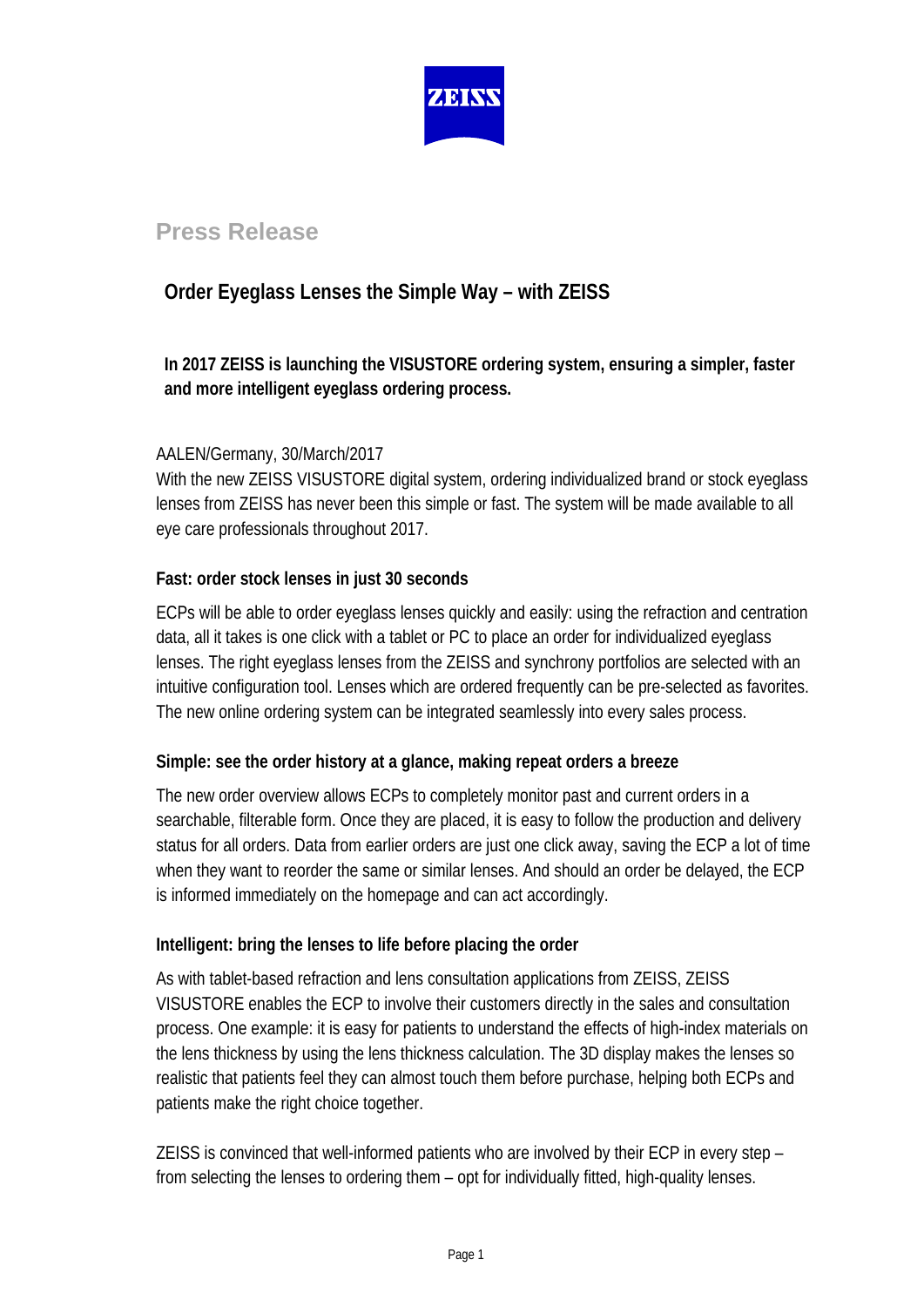Press Release

# Order Eyeglass Lenses the Simple Way – with ZEISS

**In 2017 ZEISS is launching the VISUSTORE ordering system, ensuring a simpler, faster and more intelligent eyeglass ordering process.**

AALEN/Germany, 30/March/2017

With the new ZEISS VISUSTORE digital system, ordering individualized brand or stock eyeglass lenses from ZEISS has never been this simple or fast. The system will be made available to all eye care professionals throughout 2017.

### Fast: order stock lenses in just 30 seconds

ECPs will be able to order eyeglass lenses quickly and easily: using the refraction and centration data, all it takes is one click with a tablet or PC to place an order for individualized eyeglass lenses. The right eyeglass lenses from the ZEISS and synchrony portfolios are selected with an intuitive configuration tool. Lenses which are ordered frequently can be pre-selected as favorites. The new online ordering system can be integrated seamlessly into every sales process.

### Simple: see the order history at a glance, making repeat orders a breeze

The new order overview allows ECPs to completely monitor past and current orders in a searchable, filterable form. Once they are placed, it is easy to follow the production and delivery status for all orders. Data from earlier orders are just one click away, saving the ECP a lot of time when they want to reorder the same or similar lenses. And should an order be delayed, the ECP is informed immediately on the homepage and can act accordingly.

### Intelligent: bring the lenses to life before placing the order

As with tablet-based refraction and lens consultation applications from ZEISS, ZEISS VISUSTORE enables the ECP to involve their customers directly in the sales and consultation process. One example: it is easy for patients to understand the effects of high-index materials on the lens thickness by using the lens thickness calculation. The 3D display makes the lenses so realistic that patients feel they can almost touch them before purchase, helping both ECPs and patients make the right choice together.

ZEISS is convinced that well-informed patients who are involved by their ECP in every step – from selecting the lenses to ordering them – opt for individually fitted, high-quality lenses.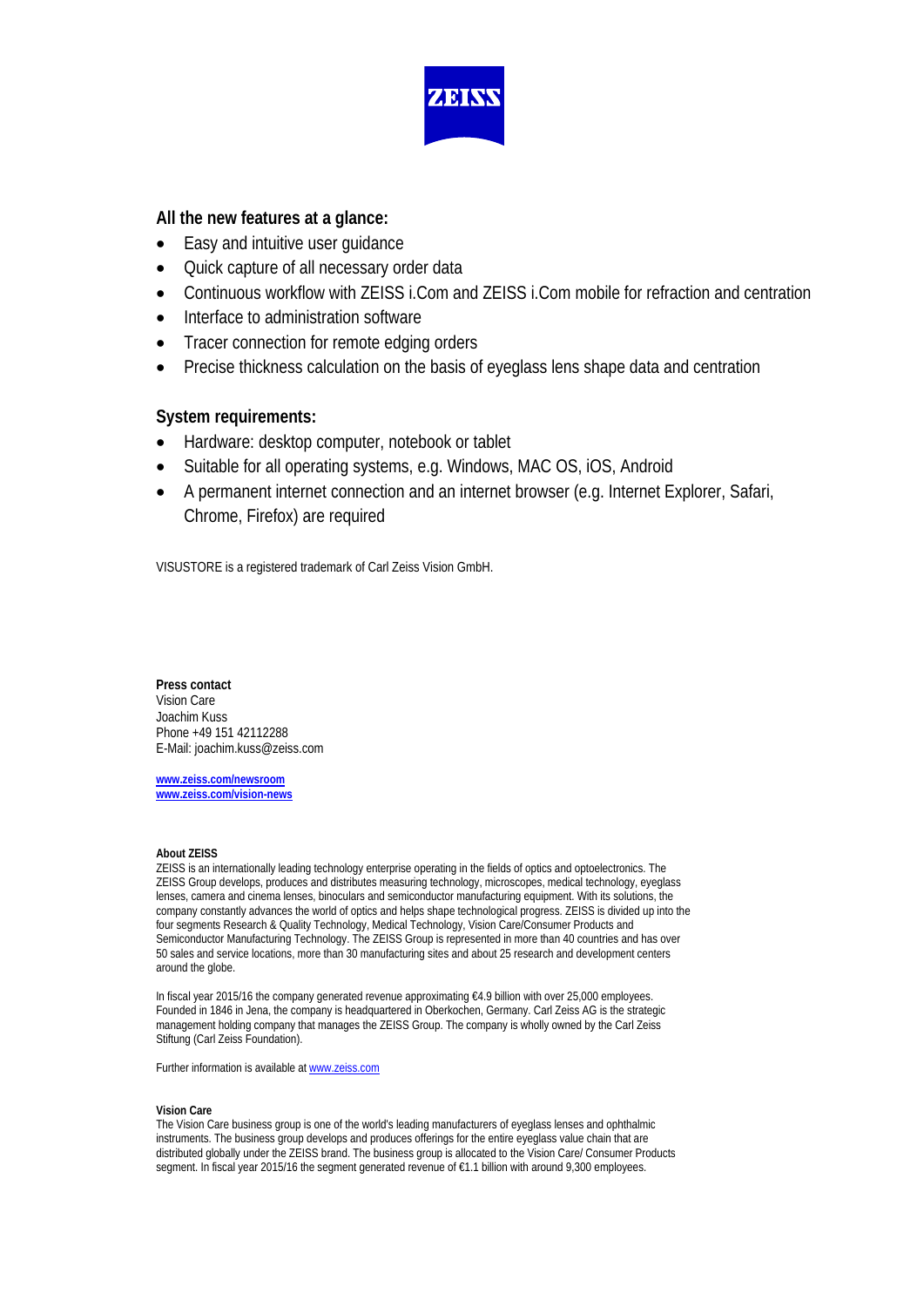## All the new features at a glance:

- Easy and intuitive user guidance
- Quick capture of all necessary order data
- Continuous workflow with ZEISS i.Com and ZEISS i.Com mobile for refraction and centration
- Interface to administration software
- Tracer connection for remote edging orders
- Precise thickness calculation on the basis of eyeglass lens shape data and centration

## System requirements:

- Hardware: desktop computer, notebook or tablet
- Suitable for all operating systems, e.g. Windows, MAC OS, iOS, Android
- A permanent internet connection and an internet browser (e.g. Internet Explorer, Safari, Chrome, Firefox) are required

VISUSTORE is a registered trademark of Carl Zeiss Vision GmbH.

**Press contact**
Vision Care
Joachim Kuss
Phone +49 151 42112288
E-Mail: joachim.kuss@zeiss.com

**www.zeiss.com/newsroom**
**www.zeiss.com/vision-news**

**About ZEISS**
ZEISS is an internationally leading technology enterprise operating in the fields of optics and optoelectronics. The ZEISS Group develops, produces and distributes measuring technology, microscopes, medical technology, eyeglass lenses, camera and cinema lenses, binoculars and semiconductor manufacturing equipment. With its solutions, the company constantly advances the world of optics and helps shape technological progress. ZEISS is divided up into the four segments Research & Quality Technology, Medical Technology, Vision Care/Consumer Products and Semiconductor Manufacturing Technology. The ZEISS Group is represented in more than 40 countries and has over 50 sales and service locations, more than 30 manufacturing sites and about 25 research and development centers around the globe.

In fiscal year 2015/16 the company generated revenue approximating €4.9 billion with over 25,000 employees. Founded in 1846 in Jena, the company is headquartered in Oberkochen, Germany. Carl Zeiss AG is the strategic management holding company that manages the ZEISS Group. The company is wholly owned by the Carl Zeiss Stiftung (Carl Zeiss Foundation).

Further information is available at www.zeiss.com

**Vision Care**
The Vision Care business group is one of the world's leading manufacturers of eyeglass lenses and ophthalmic instruments. The business group develops and produces offerings for the entire eyeglass value chain that are distributed globally under the ZEISS brand. The business group is allocated to the Vision Care/ Consumer Products segment. In fiscal year 2015/16 the segment generated revenue of €1.1 billion with around 9,300 employees.